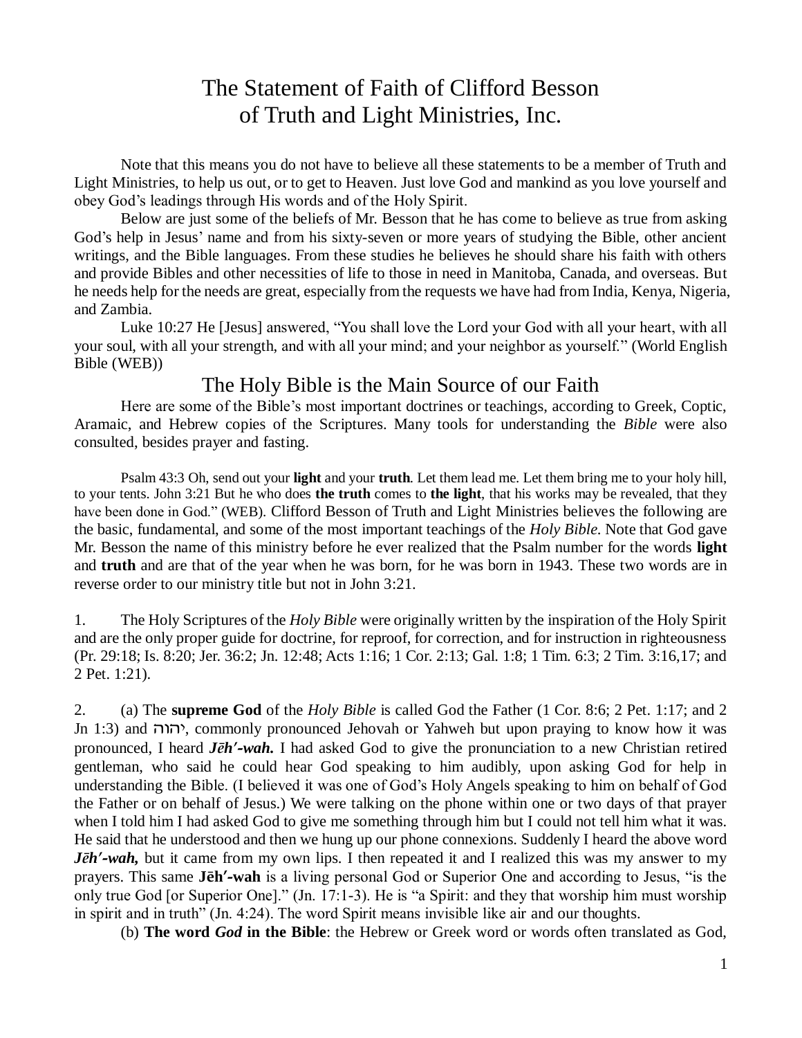# The Statement of Faith of Clifford Besson of Truth and Light Ministries, Inc.

Note that this means you do not have to believe all these statements to be a member of Truth and Light Ministries, to help us out, or to get to Heaven. Just love God and mankind as you love yourself and obey God's leadings through His words and of the Holy Spirit.

Below are just some of the beliefs of Mr. Besson that he has come to believe as true from asking God's help in Jesus' name and from his sixty-seven or more years of studying the Bible, other ancient writings, and the Bible languages. From these studies he believes he should share his faith with others and provide Bibles and other necessities of life to those in need in Manitoba, Canada, and overseas. But he needs help for the needs are great, especially from the requests we have had from India, Kenya, Nigeria, and Zambia.

Luke 10:27 He [Jesus] answered, "You shall love the Lord your God with all your heart, with all your soul, with all your strength, and with all your mind; and your neighbor as yourself." (World English Bible (WEB))

## The Holy Bible is the Main Source of our Faith

Here are some of the Bible's most important doctrines or teachings, according to Greek, Coptic, Aramaic, and Hebrew copies of the Scriptures. Many tools for understanding the *Bible* were also consulted, besides prayer and fasting.

Psalm 43:3 Oh, send out your **light** and your **truth**. Let them lead me. Let them bring me to your holy hill, to your tents. John 3:21 But he who does **the truth** comes to **the light**, that his works may be revealed, that they have been done in God." (WEB). Clifford Besson of Truth and Light Ministries believes the following are the basic, fundamental, and some of the most important teachings of the *Holy Bible*. Note that God gave Mr. Besson the name of this ministry before he ever realized that the Psalm number for the words **light** and **truth** and are that of the year when he was born, for he was born in 1943. These two words are in reverse order to our ministry title but not in John 3:21.

1. The Holy Scriptures of the *Holy Bible* were originally written by the inspiration of the Holy Spirit and are the only proper guide for doctrine, for reproof, for correction, and for instruction in righteousness (Pr. 29:18; Is. 8:20; Jer. 36:2; Jn. 12:48; Acts 1:16; 1 Cor. 2:13; Gal. 1:8; 1 Tim. 6:3; 2 Tim. 3:16,17; and 2 Pet. 1:21).

2. (a) The **supreme God** of the *Holy Bible* is called God the Father (1 Cor. 8:6; 2 Pet. 1:17; and 2 Jn 1:3) and יהוה, commonly pronounced Jehovah or Yahweh but upon praying to know how it was pronounced, I heard ***Jēh′-wah.*** I had asked God to give the pronunciation to a new Christian retired gentleman, who said he could hear God speaking to him audibly, upon asking God for help in understanding the Bible. (I believed it was one of God's Holy Angels speaking to him on behalf of God the Father or on behalf of Jesus.) We were talking on the phone within one or two days of that prayer when I told him I had asked God to give me something through him but I could not tell him what it was. He said that he understood and then we hung up our phone connexions. Suddenly I heard the above word ***Jēh′-wah,*** but it came from my own lips. I then repeated it and I realized this was my answer to my prayers. This same **Jēh′-wah** is a living personal God or Superior One and according to Jesus, "is the only true God [or Superior One]." (Jn. 17:1-3). He is "a Spirit: and they that worship him must worship in spirit and in truth" (Jn. 4:24). The word Spirit means invisible like air and our thoughts.

(b) **The word *God* in the Bible**: the Hebrew or Greek word or words often translated as God,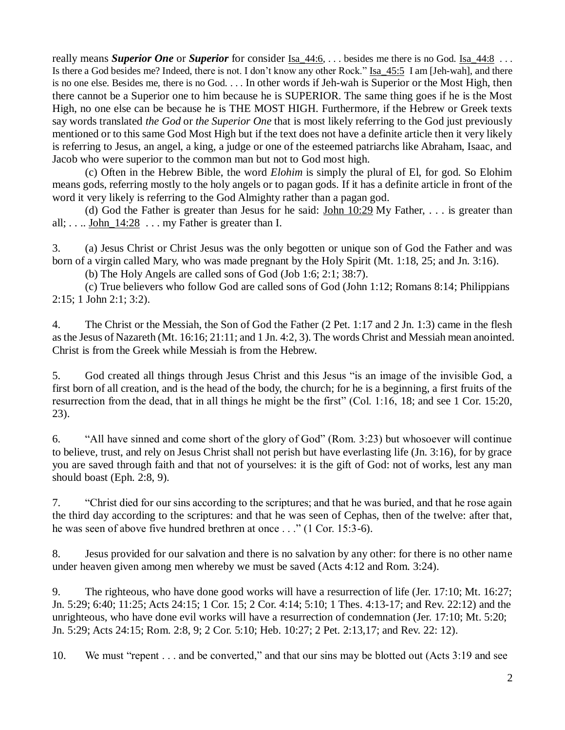really means ***Superior One*** or ***Superior*** for consider Isa_44:6, . . . besides me there is no God. Isa_44:8 . . . Is there a God besides me? Indeed, there is not. I don't know any other Rock." Isa_45:5 I am [Jeh-wah], and there is no one else. Besides me, there is no God. . . . In other words if Jeh-wah is Superior or the Most High, then there cannot be a Superior one to him because he is SUPERIOR. The same thing goes if he is the Most High, no one else can be because he is THE MOST HIGH. Furthermore, if the Hebrew or Greek texts say words translated *the God* or *the Superior One* that is most likely referring to the God just previously mentioned or to this same God Most High but if the text does not have a definite article then it very likely is referring to Jesus, an angel, a king, a judge or one of the esteemed patriarchs like Abraham, Isaac, and Jacob who were superior to the common man but not to God most high.

(c) Often in the Hebrew Bible, the word *Elohim* is simply the plural of El, for god. So Elohim means gods, referring mostly to the holy angels or to pagan gods. If it has a definite article in front of the word it very likely is referring to the God Almighty rather than a pagan god.

(d) God the Father is greater than Jesus for he said: John 10:29 My Father, . . . is greater than all; . . .. John_14:28 . . . my Father is greater than I.

3. (a) Jesus Christ or Christ Jesus was the only begotten or unique son of God the Father and was born of a virgin called Mary, who was made pregnant by the Holy Spirit (Mt. 1:18, 25; and Jn. 3:16).

(b) The Holy Angels are called sons of God (Job 1:6; 2:1; 38:7).

(c) True believers who follow God are called sons of God (John 1:12; Romans 8:14; Philippians 2:15; 1 John 2:1; 3:2).

4. The Christ or the Messiah, the Son of God the Father (2 Pet. 1:17 and 2 Jn. 1:3) came in the flesh as the Jesus of Nazareth (Mt. 16:16; 21:11; and 1 Jn. 4:2, 3). The words Christ and Messiah mean anointed. Christ is from the Greek while Messiah is from the Hebrew.

5. God created all things through Jesus Christ and this Jesus "is an image of the invisible God, a first born of all creation, and is the head of the body, the church; for he is a beginning, a first fruits of the resurrection from the dead, that in all things he might be the first" (Col. 1:16, 18; and see 1 Cor. 15:20, 23).

6. "All have sinned and come short of the glory of God" (Rom. 3:23) but whosoever will continue to believe, trust, and rely on Jesus Christ shall not perish but have everlasting life (Jn. 3:16), for by grace you are saved through faith and that not of yourselves: it is the gift of God: not of works, lest any man should boast (Eph. 2:8, 9).

7. "Christ died for our sins according to the scriptures; and that he was buried, and that he rose again the third day according to the scriptures: and that he was seen of Cephas, then of the twelve: after that, he was seen of above five hundred brethren at once . . ." (1 Cor. 15:3-6).

8. Jesus provided for our salvation and there is no salvation by any other: for there is no other name under heaven given among men whereby we must be saved (Acts 4:12 and Rom. 3:24).

9. The righteous, who have done good works will have a resurrection of life (Jer. 17:10; Mt. 16:27; Jn. 5:29; 6:40; 11:25; Acts 24:15; 1 Cor. 15; 2 Cor. 4:14; 5:10; 1 Thes. 4:13-17; and Rev. 22:12) and the unrighteous, who have done evil works will have a resurrection of condemnation (Jer. 17:10; Mt. 5:20; Jn. 5:29; Acts 24:15; Rom. 2:8, 9; 2 Cor. 5:10; Heb. 10:27; 2 Pet. 2:13,17; and Rev. 22: 12).

10. We must "repent . . . and be converted," and that our sins may be blotted out (Acts 3:19 and see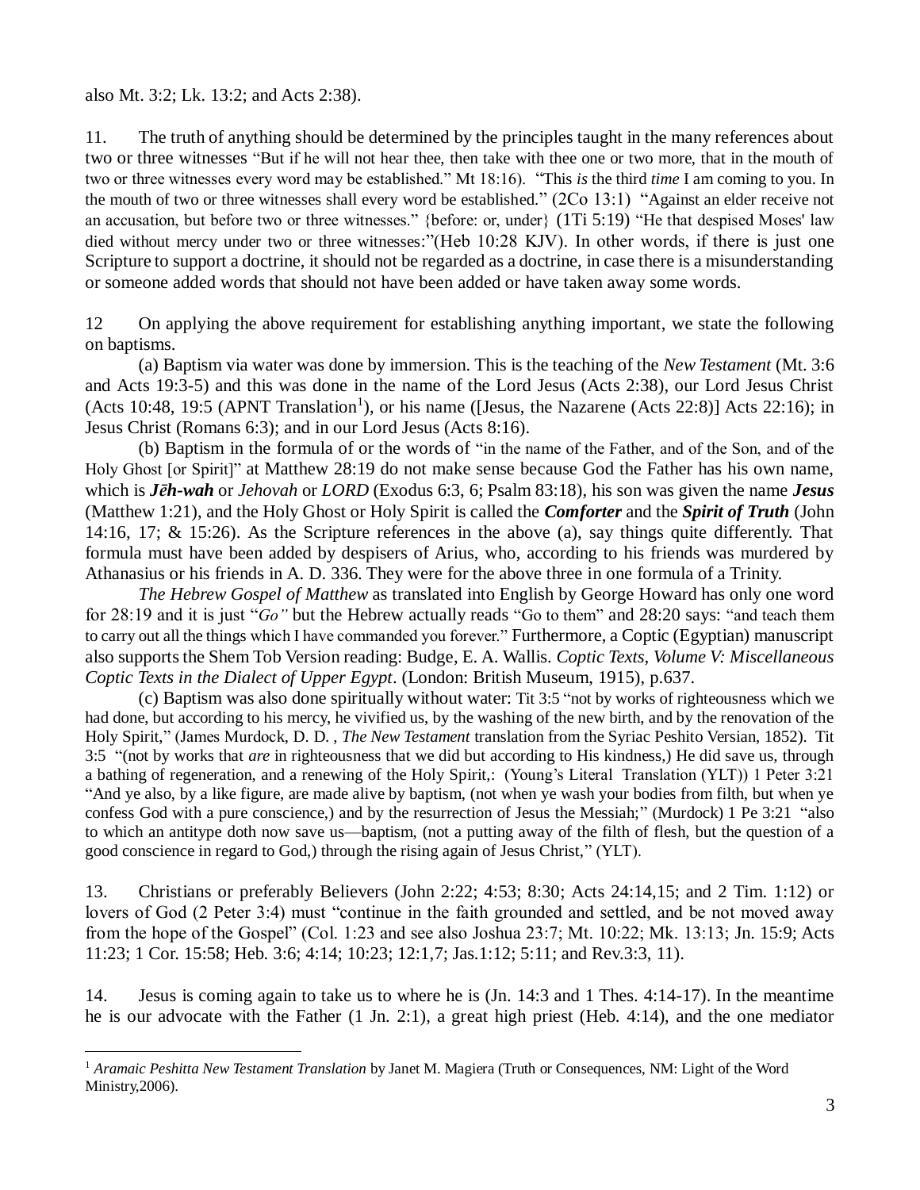also Mt. 3:2; Lk. 13:2; and Acts 2:38).

11. The truth of anything should be determined by the principles taught in the many references about two or three witnesses "But if he will not hear thee, then take with thee one or two more, that in the mouth of two or three witnesses every word may be established." Mt 18:16). "This *is* the third *time* I am coming to you. In the mouth of two or three witnesses shall every word be established." (2Co 13:1) "Against an elder receive not an accusation, but before two or three witnesses." {before: or, under} (1Ti 5:19) "He that despised Moses' law died without mercy under two or three witnesses:"(Heb 10:28 KJV). In other words, if there is just one Scripture to support a doctrine, it should not be regarded as a doctrine, in case there is a misunderstanding or someone added words that should not have been added or have taken away some words.

12 On applying the above requirement for establishing anything important, we state the following on baptisms.

(a) Baptism via water was done by immersion. This is the teaching of the *New Testament* (Mt. 3:6 and Acts 19:3-5) and this was done in the name of the Lord Jesus (Acts 2:38), our Lord Jesus Christ (Acts 10:48, 19:5 (APNT Translation[1]), or his name ([Jesus, the Nazarene (Acts 22:8)] Acts 22:16); in Jesus Christ (Romans 6:3); and in our Lord Jesus (Acts 8:16).

(b) Baptism in the formula of or the words of "in the name of the Father, and of the Son, and of the Holy Ghost [or Spirit]" at Matthew 28:19 do not make sense because God the Father has his own name, which is ***Jēh-wah*** or *Jehovah* or *LORD* (Exodus 6:3, 6; Psalm 83:18), his son was given the name ***Jesus*** (Matthew 1:21), and the Holy Ghost or Holy Spirit is called the ***Comforter*** and the ***Spirit of Truth*** (John 14:16, 17; & 15:26). As the Scripture references in the above (a), say things quite differently. That formula must have been added by despisers of Arius, who, according to his friends was murdered by Athanasius or his friends in A. D. 336. They were for the above three in one formula of a Trinity.

*The Hebrew Gospel of Matthew* as translated into English by George Howard has only one word for 28:19 and it is just "*Go"* but the Hebrew actually reads "Go to them" and 28:20 says: "and teach them to carry out all the things which I have commanded you forever." Furthermore, a Coptic (Egyptian) manuscript also supports the Shem Tob Version reading: Budge, E. A. Wallis. *Coptic Texts, Volume V: Miscellaneous Coptic Texts in the Dialect of Upper Egypt*. (London: British Museum, 1915), p.637.

(c) Baptism was also done spiritually without water: Tit 3:5 "not by works of righteousness which we had done, but according to his mercy, he vivified us, by the washing of the new birth, and by the renovation of the Holy Spirit," (James Murdock, D. D. , *The New Testament* translation from the Syriac Peshito Versian, 1852). Tit 3:5 "(not by works that *are* in righteousness that we did but according to His kindness,) He did save us, through a bathing of regeneration, and a renewing of the Holy Spirit,: (Young's Literal Translation (YLT)) 1 Peter 3:21 "And ye also, by a like figure, are made alive by baptism, (not when ye wash your bodies from filth, but when ye confess God with a pure conscience,) and by the resurrection of Jesus the Messiah;" (Murdock) 1 Pe 3:21 "also to which an antitype doth now save us—baptism, (not a putting away of the filth of flesh, but the question of a good conscience in regard to God,) through the rising again of Jesus Christ," (YLT).

13. Christians or preferably Believers (John 2:22; 4:53; 8:30; Acts 24:14,15; and 2 Tim. 1:12) or lovers of God (2 Peter 3:4) must "continue in the faith grounded and settled, and be not moved away from the hope of the Gospel" (Col. 1:23 and see also Joshua 23:7; Mt. 10:22; Mk. 13:13; Jn. 15:9; Acts 11:23; 1 Cor. 15:58; Heb. 3:6; 4:14; 10:23; 12:1,7; Jas.1:12; 5:11; and Rev.3:3, 11).

14. Jesus is coming again to take us to where he is (Jn. 14:3 and 1 Thes. 4:14-17). In the meantime he is our advocate with the Father (1 Jn. 2:1), a great high priest (Heb. 4:14), and the one mediator

[1] *Aramaic Peshitta New Testament Translation* by Janet M. Magiera (Truth or Consequences, NM: Light of the Word Ministry,2006).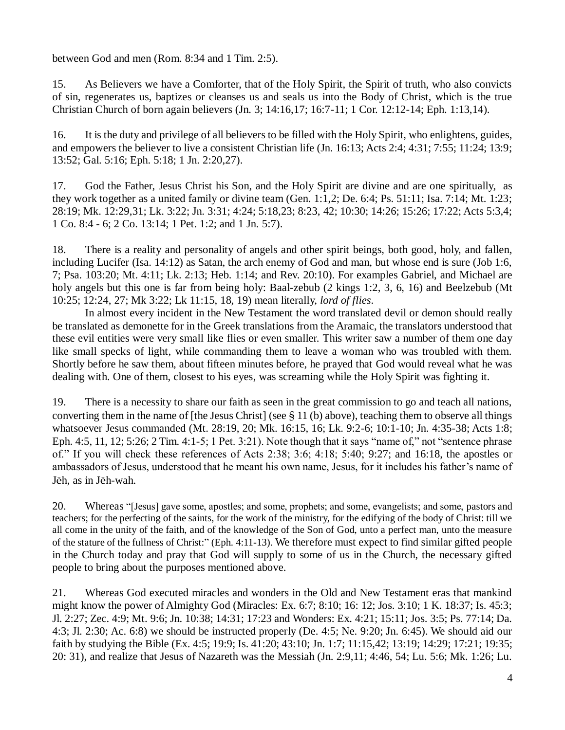between God and men (Rom. 8:34 and 1 Tim. 2:5).

15. As Believers we have a Comforter, that of the Holy Spirit, the Spirit of truth, who also convicts of sin, regenerates us, baptizes or cleanses us and seals us into the Body of Christ, which is the true Christian Church of born again believers (Jn. 3; 14:16,17; 16:7-11; 1 Cor. 12:12-14; Eph. 1:13,14).

16. It is the duty and privilege of all believers to be filled with the Holy Spirit, who enlightens, guides, and empowers the believer to live a consistent Christian life (Jn. 16:13; Acts 2:4; 4:31; 7:55; 11:24; 13:9; 13:52; Gal. 5:16; Eph. 5:18; 1 Jn. 2:20,27).

17. God the Father, Jesus Christ his Son, and the Holy Spirit are divine and are one spiritually, as they work together as a united family or divine team (Gen. 1:1,2; De. 6:4; Ps. 51:11; Isa. 7:14; Mt. 1:23; 28:19; Mk. 12:29,31; Lk. 3:22; Jn. 3:31; 4:24; 5:18,23; 8:23, 42; 10:30; 14:26; 15:26; 17:22; Acts 5:3,4; 1 Co. 8:4 - 6; 2 Co. 13:14; 1 Pet. 1:2; and 1 Jn. 5:7).

18. There is a reality and personality of angels and other spirit beings, both good, holy, and fallen, including Lucifer (Isa. 14:12) as Satan, the arch enemy of God and man, but whose end is sure (Job 1:6, 7; Psa. 103:20; Mt. 4:11; Lk. 2:13; Heb. 1:14; and Rev. 20:10). For examples Gabriel, and Michael are holy angels but this one is far from being holy: Baal-zebub (2 kings 1:2, 3, 6, 16) and Beelzebub (Mt 10:25; 12:24, 27; Mk 3:22; Lk 11:15, 18, 19) mean literally, *lord of flies*.

In almost every incident in the New Testament the word translated devil or demon should really be translated as demonette for in the Greek translations from the Aramaic, the translators understood that these evil entities were very small like flies or even smaller. This writer saw a number of them one day like small specks of light, while commanding them to leave a woman who was troubled with them. Shortly before he saw them, about fifteen minutes before, he prayed that God would reveal what he was dealing with. One of them, closest to his eyes, was screaming while the Holy Spirit was fighting it.

19. There is a necessity to share our faith as seen in the great commission to go and teach all nations, converting them in the name of [the Jesus Christ] (see § 11 (b) above), teaching them to observe all things whatsoever Jesus commanded (Mt. 28:19, 20; Mk. 16:15, 16; Lk. 9:2-6; 10:1-10; Jn. 4:35-38; Acts 1:8; Eph. 4:5, 11, 12; 5:26; 2 Tim. 4:1-5; 1 Pet. 3:21). Note though that it says "name of," not "sentence phrase of." If you will check these references of Acts 2:38; 3:6; 4:18; 5:40; 9:27; and 16:18, the apostles or ambassadors of Jesus, understood that he meant his own name, Jesus, for it includes his father's name of Jēh, as in Jēh-wah.

20. Whereas "[Jesus] gave some, apostles; and some, prophets; and some, evangelists; and some, pastors and teachers; for the perfecting of the saints, for the work of the ministry, for the edifying of the body of Christ: till we all come in the unity of the faith, and of the knowledge of the Son of God, unto a perfect man, unto the measure of the stature of the fullness of Christ:" (Eph. 4:11-13). We therefore must expect to find similar gifted people in the Church today and pray that God will supply to some of us in the Church, the necessary gifted people to bring about the purposes mentioned above.

21. Whereas God executed miracles and wonders in the Old and New Testament eras that mankind might know the power of Almighty God (Miracles: Ex. 6:7; 8:10; 16: 12; Jos. 3:10; 1 K. 18:37; Is. 45:3; Jl. 2:27; Zec. 4:9; Mt. 9:6; Jn. 10:38; 14:31; 17:23 and Wonders: Ex. 4:21; 15:11; Jos. 3:5; Ps. 77:14; Da. 4:3; Jl. 2:30; Ac. 6:8) we should be instructed properly (De. 4:5; Ne. 9:20; Jn. 6:45). We should aid our faith by studying the Bible (Ex. 4:5; 19:9; Is. 41:20; 43:10; Jn. 1:7; 11:15,42; 13:19; 14:29; 17:21; 19:35; 20: 31), and realize that Jesus of Nazareth was the Messiah (Jn. 2:9,11; 4:46, 54; Lu. 5:6; Mk. 1:26; Lu.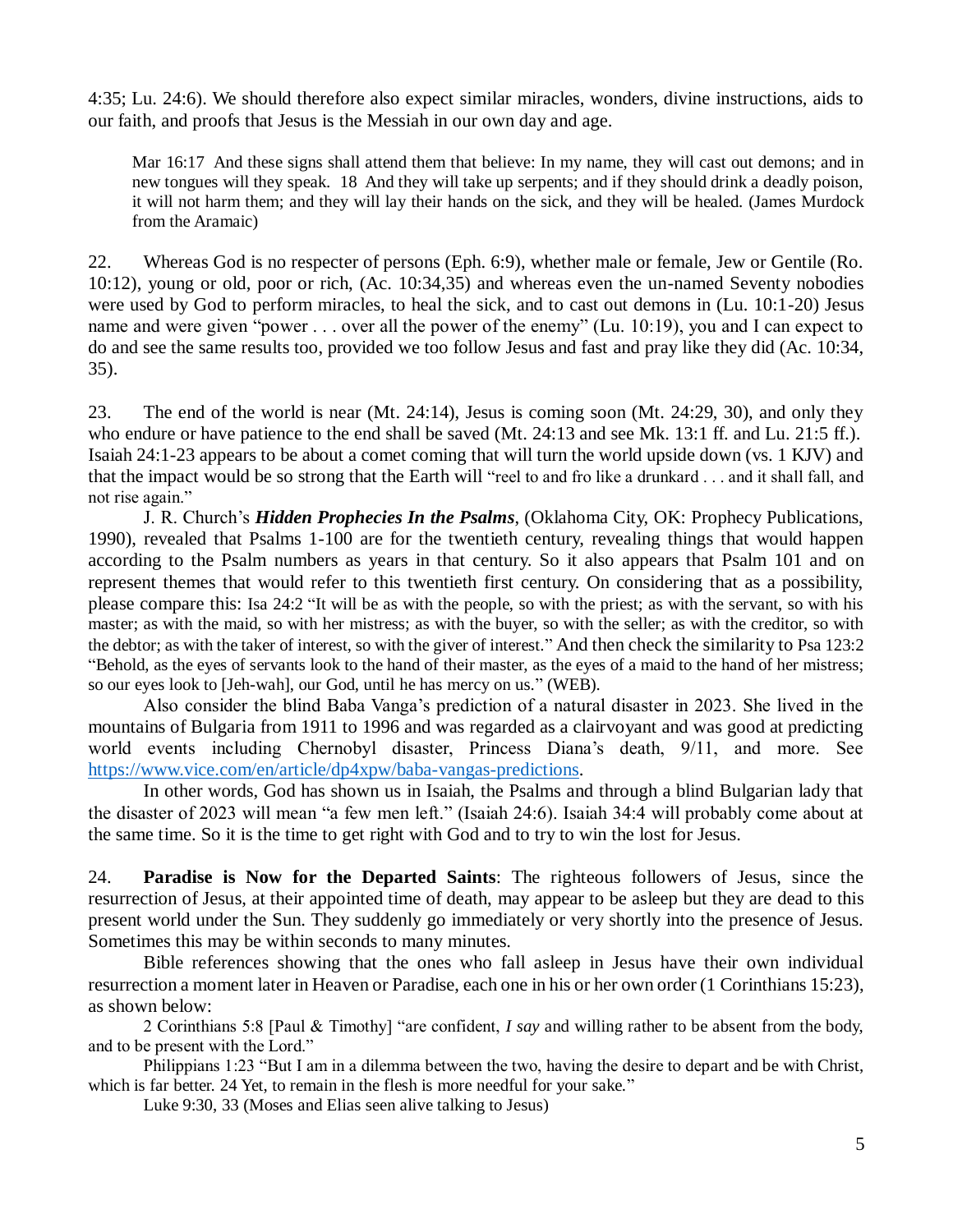4:35; Lu. 24:6). We should therefore also expect similar miracles, wonders, divine instructions, aids to our faith, and proofs that Jesus is the Messiah in our own day and age.

> Mar 16:17 And these signs shall attend them that believe: In my name, they will cast out demons; and in new tongues will they speak. 18 And they will take up serpents; and if they should drink a deadly poison, it will not harm them; and they will lay their hands on the sick, and they will be healed. (James Murdock from the Aramaic)

22. Whereas God is no respecter of persons (Eph. 6:9), whether male or female, Jew or Gentile (Ro. 10:12), young or old, poor or rich, (Ac. 10:34,35) and whereas even the un-named Seventy nobodies were used by God to perform miracles, to heal the sick, and to cast out demons in (Lu. 10:1-20) Jesus name and were given "power . . . over all the power of the enemy" (Lu. 10:19), you and I can expect to do and see the same results too, provided we too follow Jesus and fast and pray like they did (Ac. 10:34, 35).

23. The end of the world is near (Mt. 24:14), Jesus is coming soon (Mt. 24:29, 30), and only they who endure or have patience to the end shall be saved (Mt. 24:13 and see Mk. 13:1 ff. and Lu. 21:5 ff.). Isaiah 24:1-23 appears to be about a comet coming that will turn the world upside down (vs. 1 KJV) and that the impact would be so strong that the Earth will "reel to and fro like a drunkard . . . and it shall fall, and not rise again."

J. R. Church's ***Hidden Prophecies In the Psalms***, (Oklahoma City, OK: Prophecy Publications, 1990), revealed that Psalms 1-100 are for the twentieth century, revealing things that would happen according to the Psalm numbers as years in that century. So it also appears that Psalm 101 and on represent themes that would refer to this twentieth first century. On considering that as a possibility, please compare this: Isa 24:2 "It will be as with the people, so with the priest; as with the servant, so with his master; as with the maid, so with her mistress; as with the buyer, so with the seller; as with the creditor, so with the debtor; as with the taker of interest, so with the giver of interest." And then check the similarity to Psa 123:2 "Behold, as the eyes of servants look to the hand of their master, as the eyes of a maid to the hand of her mistress; so our eyes look to [Jeh-wah], our God, until he has mercy on us." (WEB).

Also consider the blind Baba Vanga's prediction of a natural disaster in 2023. She lived in the mountains of Bulgaria from 1911 to 1996 and was regarded as a clairvoyant and was good at predicting world events including Chernobyl disaster, Princess Diana's death, 9/11, and more. See https://www.vice.com/en/article/dp4xpw/baba-vangas-predictions.

In other words, God has shown us in Isaiah, the Psalms and through a blind Bulgarian lady that the disaster of 2023 will mean "a few men left." (Isaiah 24:6). Isaiah 34:4 will probably come about at the same time. So it is the time to get right with God and to try to win the lost for Jesus.

24. **Paradise is Now for the Departed Saints**: The righteous followers of Jesus, since the resurrection of Jesus, at their appointed time of death, may appear to be asleep but they are dead to this present world under the Sun. They suddenly go immediately or very shortly into the presence of Jesus. Sometimes this may be within seconds to many minutes.

Bible references showing that the ones who fall asleep in Jesus have their own individual resurrection a moment later in Heaven or Paradise, each one in his or her own order (1 Corinthians 15:23), as shown below:

2 Corinthians 5:8 [Paul & Timothy] "are confident, *I say* and willing rather to be absent from the body, and to be present with the Lord."

Philippians 1:23 "But I am in a dilemma between the two, having the desire to depart and be with Christ, which is far better. 24 Yet, to remain in the flesh is more needful for your sake."

Luke 9:30, 33 (Moses and Elias seen alive talking to Jesus)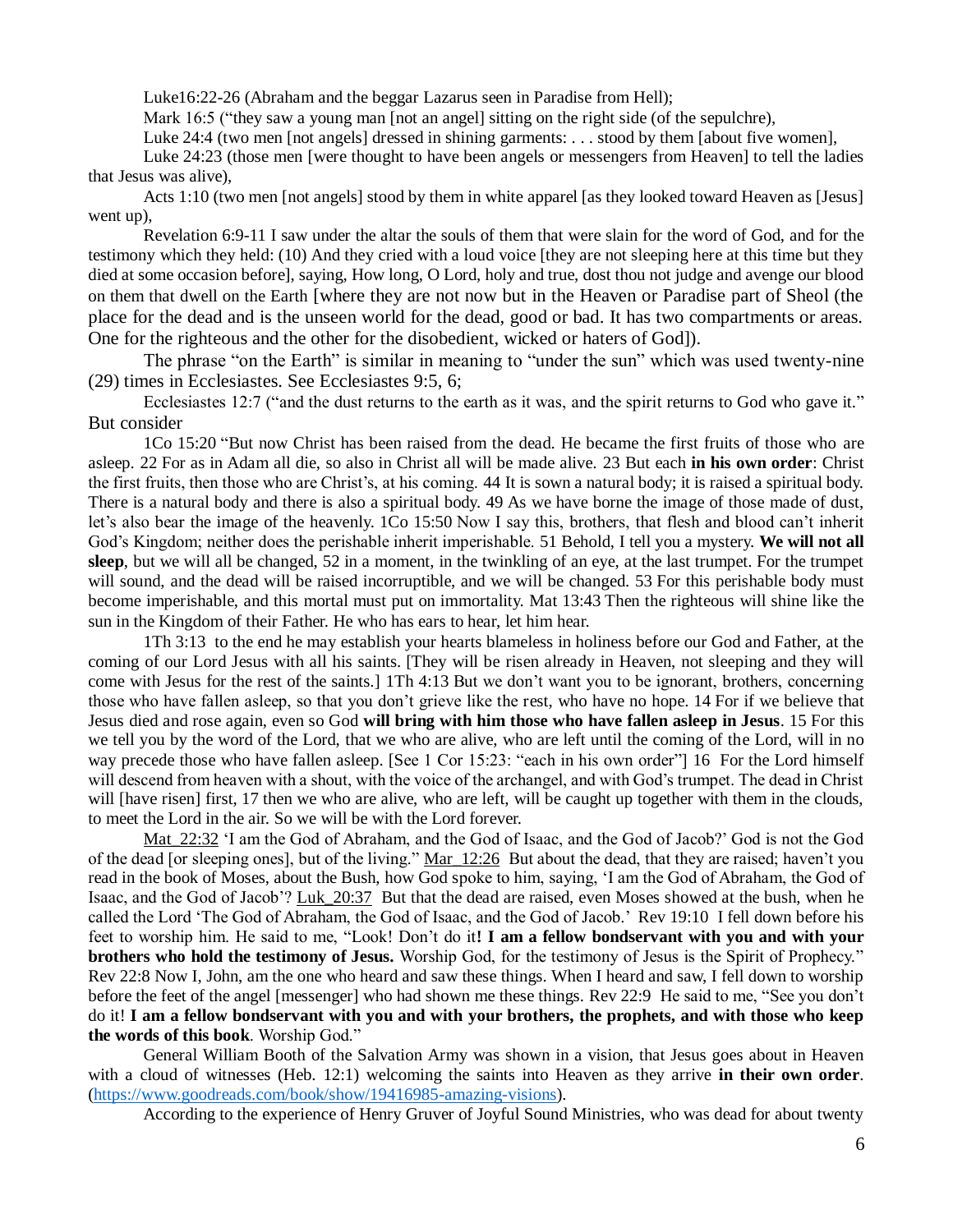Luke16:22-26 (Abraham and the beggar Lazarus seen in Paradise from Hell);

Mark 16:5 ("they saw a young man [not an angel] sitting on the right side (of the sepulchre),

Luke 24:4 (two men [not angels] dressed in shining garments: . . . stood by them [about five women],

Luke 24:23 (those men [were thought to have been angels or messengers from Heaven] to tell the ladies that Jesus was alive),

Acts 1:10 (two men [not angels] stood by them in white apparel [as they looked toward Heaven as [Jesus] went up),

Revelation 6:9-11 I saw under the altar the souls of them that were slain for the word of God, and for the testimony which they held: (10) And they cried with a loud voice [they are not sleeping here at this time but they died at some occasion before], saying, How long, O Lord, holy and true, dost thou not judge and avenge our blood on them that dwell on the Earth [where they are not now but in the Heaven or Paradise part of Sheol (the place for the dead and is the unseen world for the dead, good or bad. It has two compartments or areas. One for the righteous and the other for the disobedient, wicked or haters of God]).

The phrase "on the Earth" is similar in meaning to "under the sun" which was used twenty-nine (29) times in Ecclesiastes. See Ecclesiastes 9:5, 6;

Ecclesiastes 12:7 ("and the dust returns to the earth as it was, and the spirit returns to God who gave it." But consider

1Co 15:20 "But now Christ has been raised from the dead. He became the first fruits of those who are asleep. 22 For as in Adam all die, so also in Christ all will be made alive. 23 But each **in his own order**: Christ the first fruits, then those who are Christ's, at his coming. 44 It is sown a natural body; it is raised a spiritual body. There is a natural body and there is also a spiritual body. 49 As we have borne the image of those made of dust, let's also bear the image of the heavenly. 1Co 15:50 Now I say this, brothers, that flesh and blood can't inherit God's Kingdom; neither does the perishable inherit imperishable. 51 Behold, I tell you a mystery. **We will not all sleep**, but we will all be changed, 52 in a moment, in the twinkling of an eye, at the last trumpet. For the trumpet will sound, and the dead will be raised incorruptible, and we will be changed. 53 For this perishable body must become imperishable, and this mortal must put on immortality. Mat 13:43 Then the righteous will shine like the sun in the Kingdom of their Father. He who has ears to hear, let him hear.

1Th 3:13 to the end he may establish your hearts blameless in holiness before our God and Father, at the coming of our Lord Jesus with all his saints. [They will be risen already in Heaven, not sleeping and they will come with Jesus for the rest of the saints.] 1Th 4:13 But we don't want you to be ignorant, brothers, concerning those who have fallen asleep, so that you don't grieve like the rest, who have no hope. 14 For if we believe that Jesus died and rose again, even so God **will bring with him those who have fallen asleep in Jesus**. 15 For this we tell you by the word of the Lord, that we who are alive, who are left until the coming of the Lord, will in no way precede those who have fallen asleep. [See 1 Cor 15:23: "each in his own order"] 16 For the Lord himself will descend from heaven with a shout, with the voice of the archangel, and with God's trumpet. The dead in Christ will [have risen] first, 17 then we who are alive, who are left, will be caught up together with them in the clouds, to meet the Lord in the air. So we will be with the Lord forever.

Mat_22:32 'I am the God of Abraham, and the God of Isaac, and the God of Jacob?' God is not the God of the dead [or sleeping ones], but of the living." Mar_12:26 But about the dead, that they are raised; haven't you read in the book of Moses, about the Bush, how God spoke to him, saying, 'I am the God of Abraham, the God of Isaac, and the God of Jacob'? Luk_20:37 But that the dead are raised, even Moses showed at the bush, when he called the Lord 'The God of Abraham, the God of Isaac, and the God of Jacob.' Rev 19:10 I fell down before his feet to worship him. He said to me, "Look! Don't do it**! I am a fellow bondservant with you and with your brothers who hold the testimony of Jesus.** Worship God, for the testimony of Jesus is the Spirit of Prophecy." Rev 22:8 Now I, John, am the one who heard and saw these things. When I heard and saw, I fell down to worship before the feet of the angel [messenger] who had shown me these things. Rev 22:9 He said to me, "See you don't do it! **I am a fellow bondservant with you and with your brothers, the prophets, and with those who keep the words of this book**. Worship God."

General William Booth of the Salvation Army was shown in a vision, that Jesus goes about in Heaven with a cloud of witnesses (Heb. 12:1) welcoming the saints into Heaven as they arrive **in their own order**. (https://www.goodreads.com/book/show/19416985-amazing-visions).

According to the experience of Henry Gruver of Joyful Sound Ministries, who was dead for about twenty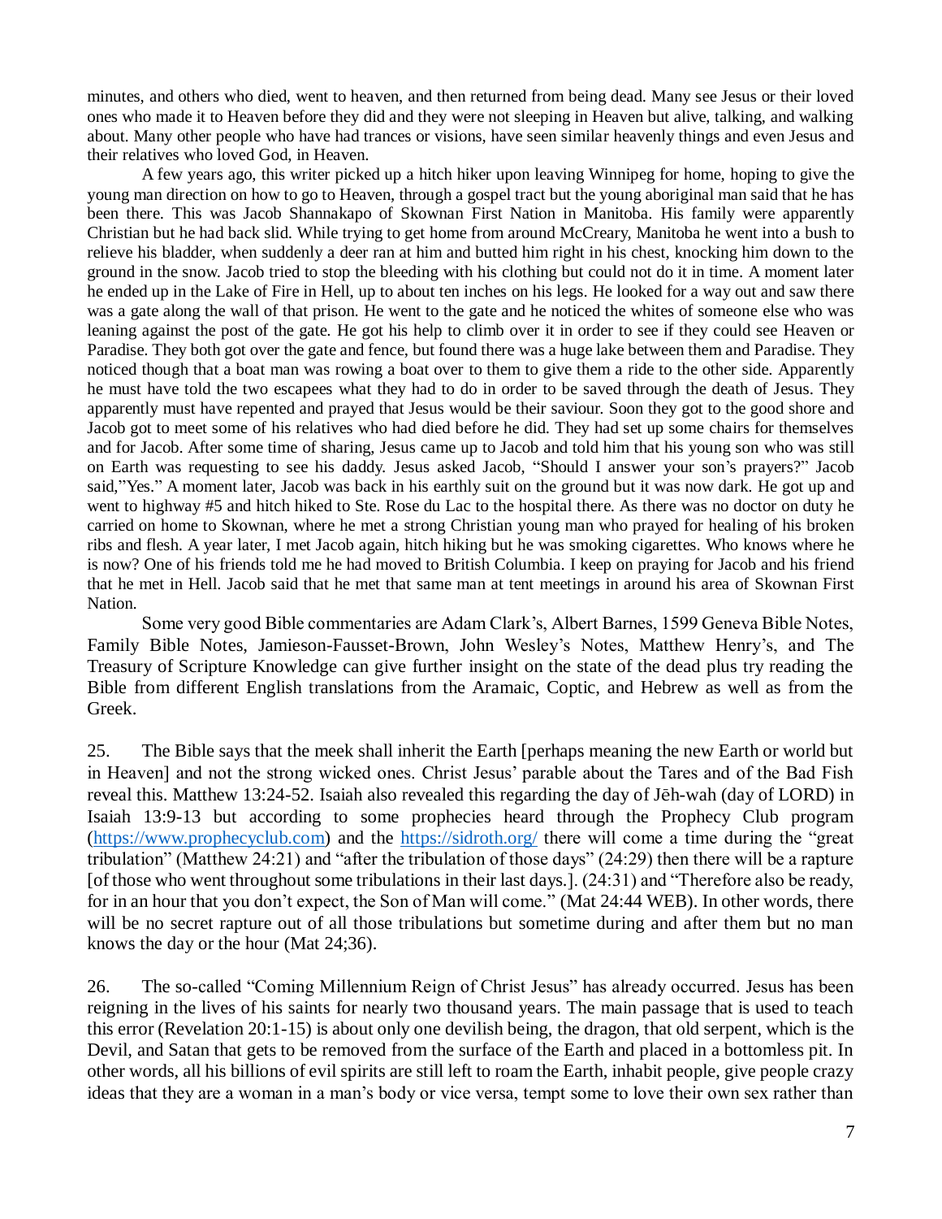minutes, and others who died, went to heaven, and then returned from being dead. Many see Jesus or their loved ones who made it to Heaven before they did and they were not sleeping in Heaven but alive, talking, and walking about. Many other people who have had trances or visions, have seen similar heavenly things and even Jesus and their relatives who loved God, in Heaven.

A few years ago, this writer picked up a hitch hiker upon leaving Winnipeg for home, hoping to give the young man direction on how to go to Heaven, through a gospel tract but the young aboriginal man said that he has been there. This was Jacob Shannakapo of Skownan First Nation in Manitoba. His family were apparently Christian but he had back slid. While trying to get home from around McCreary, Manitoba he went into a bush to relieve his bladder, when suddenly a deer ran at him and butted him right in his chest, knocking him down to the ground in the snow. Jacob tried to stop the bleeding with his clothing but could not do it in time. A moment later he ended up in the Lake of Fire in Hell, up to about ten inches on his legs. He looked for a way out and saw there was a gate along the wall of that prison. He went to the gate and he noticed the whites of someone else who was leaning against the post of the gate. He got his help to climb over it in order to see if they could see Heaven or Paradise. They both got over the gate and fence, but found there was a huge lake between them and Paradise. They noticed though that a boat man was rowing a boat over to them to give them a ride to the other side. Apparently he must have told the two escapees what they had to do in order to be saved through the death of Jesus. They apparently must have repented and prayed that Jesus would be their saviour. Soon they got to the good shore and Jacob got to meet some of his relatives who had died before he did. They had set up some chairs for themselves and for Jacob. After some time of sharing, Jesus came up to Jacob and told him that his young son who was still on Earth was requesting to see his daddy. Jesus asked Jacob, "Should I answer your son's prayers?" Jacob said,"Yes." A moment later, Jacob was back in his earthly suit on the ground but it was now dark. He got up and went to highway #5 and hitch hiked to Ste. Rose du Lac to the hospital there. As there was no doctor on duty he carried on home to Skownan, where he met a strong Christian young man who prayed for healing of his broken ribs and flesh. A year later, I met Jacob again, hitch hiking but he was smoking cigarettes. Who knows where he is now? One of his friends told me he had moved to British Columbia. I keep on praying for Jacob and his friend that he met in Hell. Jacob said that he met that same man at tent meetings in around his area of Skownan First Nation.

Some very good Bible commentaries are Adam Clark's, Albert Barnes, 1599 Geneva Bible Notes, Family Bible Notes, Jamieson-Fausset-Brown, John Wesley's Notes, Matthew Henry's, and The Treasury of Scripture Knowledge can give further insight on the state of the dead plus try reading the Bible from different English translations from the Aramaic, Coptic, and Hebrew as well as from the Greek.

25. The Bible says that the meek shall inherit the Earth [perhaps meaning the new Earth or world but in Heaven] and not the strong wicked ones. Christ Jesus' parable about the Tares and of the Bad Fish reveal this. Matthew 13:24-52. Isaiah also revealed this regarding the day of Jēh-wah (day of LORD) in Isaiah 13:9-13 but according to some prophecies heard through the Prophecy Club program (https://www.prophecyclub.com) and the https://sidroth.org/ there will come a time during the "great tribulation" (Matthew 24:21) and "after the tribulation of those days" (24:29) then there will be a rapture [of those who went throughout some tribulations in their last days.]. (24:31) and "Therefore also be ready, for in an hour that you don't expect, the Son of Man will come." (Mat 24:44 WEB). In other words, there will be no secret rapture out of all those tribulations but sometime during and after them but no man knows the day or the hour (Mat 24;36).

26. The so-called "Coming Millennium Reign of Christ Jesus" has already occurred. Jesus has been reigning in the lives of his saints for nearly two thousand years. The main passage that is used to teach this error (Revelation 20:1-15) is about only one devilish being, the dragon, that old serpent, which is the Devil, and Satan that gets to be removed from the surface of the Earth and placed in a bottomless pit. In other words, all his billions of evil spirits are still left to roam the Earth, inhabit people, give people crazy ideas that they are a woman in a man's body or vice versa, tempt some to love their own sex rather than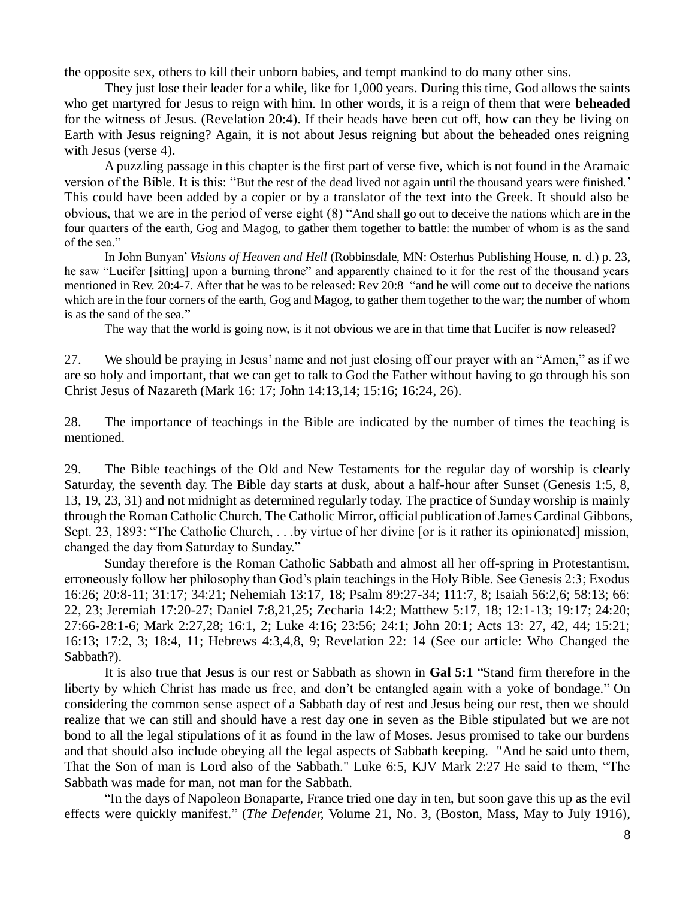the opposite sex, others to kill their unborn babies, and tempt mankind to do many other sins.

They just lose their leader for a while, like for 1,000 years. During this time, God allows the saints who get martyred for Jesus to reign with him. In other words, it is a reign of them that were **beheaded** for the witness of Jesus. (Revelation 20:4). If their heads have been cut off, how can they be living on Earth with Jesus reigning? Again, it is not about Jesus reigning but about the beheaded ones reigning with Jesus (verse 4).

A puzzling passage in this chapter is the first part of verse five, which is not found in the Aramaic version of the Bible. It is this: "But the rest of the dead lived not again until the thousand years were finished.' This could have been added by a copier or by a translator of the text into the Greek. It should also be obvious, that we are in the period of verse eight (8) "And shall go out to deceive the nations which are in the four quarters of the earth, Gog and Magog, to gather them together to battle: the number of whom is as the sand of the sea."

In John Bunyan' *Visions of Heaven and Hell* (Robbinsdale, MN: Osterhus Publishing House, n. d.) p. 23, he saw "Lucifer [sitting] upon a burning throne" and apparently chained to it for the rest of the thousand years mentioned in Rev. 20:4-7. After that he was to be released: Rev 20:8 "and he will come out to deceive the nations which are in the four corners of the earth, Gog and Magog, to gather them together to the war; the number of whom is as the sand of the sea."

The way that the world is going now, is it not obvious we are in that time that Lucifer is now released?

27. We should be praying in Jesus' name and not just closing off our prayer with an "Amen," as if we are so holy and important, that we can get to talk to God the Father without having to go through his son Christ Jesus of Nazareth (Mark 16: 17; John 14:13,14; 15:16; 16:24, 26).

28. The importance of teachings in the Bible are indicated by the number of times the teaching is mentioned.

29. The Bible teachings of the Old and New Testaments for the regular day of worship is clearly Saturday, the seventh day. The Bible day starts at dusk, about a half-hour after Sunset (Genesis 1:5, 8, 13, 19, 23, 31) and not midnight as determined regularly today. The practice of Sunday worship is mainly through the Roman Catholic Church. The Catholic Mirror, official publication of James Cardinal Gibbons, Sept. 23, 1893: "The Catholic Church, . . .by virtue of her divine [or is it rather its opinionated] mission, changed the day from Saturday to Sunday."

Sunday therefore is the Roman Catholic Sabbath and almost all her off-spring in Protestantism, erroneously follow her philosophy than God's plain teachings in the Holy Bible. See Genesis 2:3; Exodus 16:26; 20:8-11; 31:17; 34:21; Nehemiah 13:17, 18; Psalm 89:27-34; 111:7, 8; Isaiah 56:2,6; 58:13; 66: 22, 23; Jeremiah 17:20-27; Daniel 7:8,21,25; Zecharia 14:2; Matthew 5:17, 18; 12:1-13; 19:17; 24:20; 27:66-28:1-6; Mark 2:27,28; 16:1, 2; Luke 4:16; 23:56; 24:1; John 20:1; Acts 13: 27, 42, 44; 15:21; 16:13; 17:2, 3; 18:4, 11; Hebrews 4:3,4,8, 9; Revelation 22: 14 (See our article: Who Changed the Sabbath?).

It is also true that Jesus is our rest or Sabbath as shown in **Gal 5:1** "Stand firm therefore in the liberty by which Christ has made us free, and don't be entangled again with a yoke of bondage." On considering the common sense aspect of a Sabbath day of rest and Jesus being our rest, then we should realize that we can still and should have a rest day one in seven as the Bible stipulated but we are not bond to all the legal stipulations of it as found in the law of Moses. Jesus promised to take our burdens and that should also include obeying all the legal aspects of Sabbath keeping. "And he said unto them, That the Son of man is Lord also of the Sabbath." Luke 6:5, KJV Mark 2:27 He said to them, "The Sabbath was made for man, not man for the Sabbath.

"In the days of Napoleon Bonaparte, France tried one day in ten, but soon gave this up as the evil effects were quickly manifest." (*The Defender*, Volume 21, No. 3, (Boston, Mass, May to July 1916),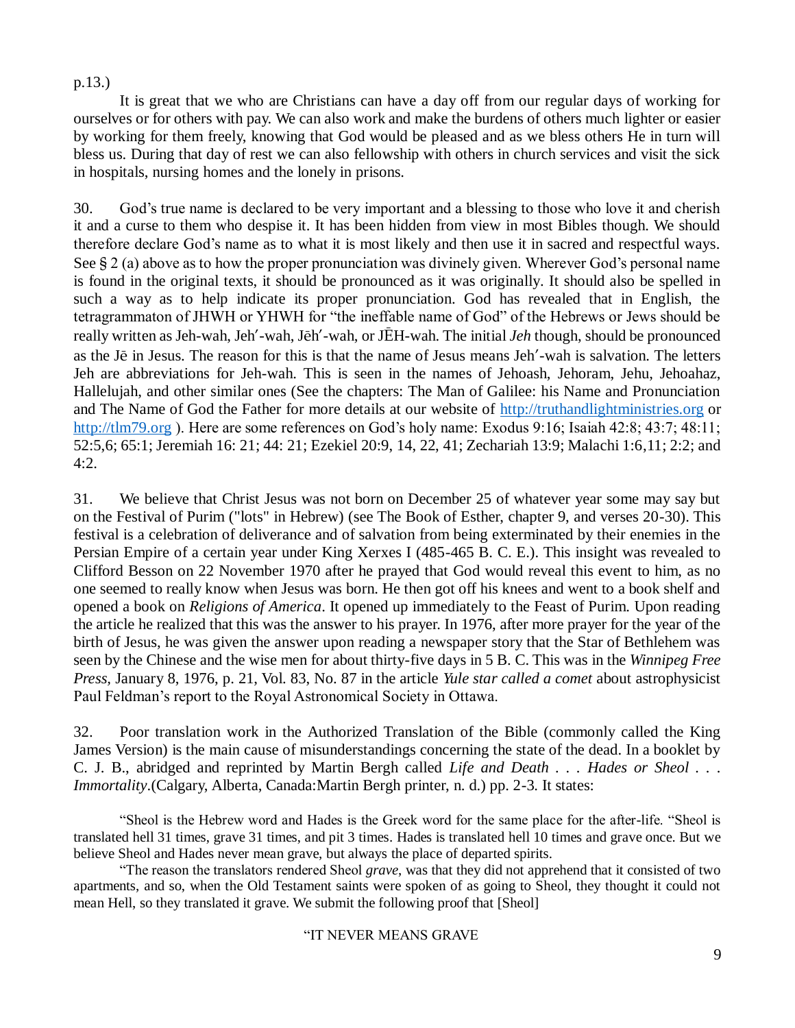p.13.)

It is great that we who are Christians can have a day off from our regular days of working for ourselves or for others with pay. We can also work and make the burdens of others much lighter or easier by working for them freely, knowing that God would be pleased and as we bless others He in turn will bless us. During that day of rest we can also fellowship with others in church services and visit the sick in hospitals, nursing homes and the lonely in prisons.

30. God's true name is declared to be very important and a blessing to those who love it and cherish it and a curse to them who despise it. It has been hidden from view in most Bibles though. We should therefore declare God's name as to what it is most likely and then use it in sacred and respectful ways. See § 2 (a) above as to how the proper pronunciation was divinely given. Wherever God's personal name is found in the original texts, it should be pronounced as it was originally. It should also be spelled in such a way as to help indicate its proper pronunciation. God has revealed that in English, the tetragrammaton of JHWH or YHWH for "the ineffable name of God" of the Hebrews or Jews should be really written as Jeh-wah, Jeh′-wah, Jēh′-wah, or JĒH-wah. The initial *Jeh* though, should be pronounced as the Jē in Jesus. The reason for this is that the name of Jesus means Jeh′-wah is salvation. The letters Jeh are abbreviations for Jeh-wah. This is seen in the names of Jehoash, Jehoram, Jehu, Jehoahaz, Hallelujah, and other similar ones (See the chapters: The Man of Galilee: his Name and Pronunciation and The Name of God the Father for more details at our website of http://truthandlightministries.org or http://tlm79.org ). Here are some references on God's holy name: Exodus 9:16; Isaiah 42:8; 43:7; 48:11; 52:5,6; 65:1; Jeremiah 16: 21; 44: 21; Ezekiel 20:9, 14, 22, 41; Zechariah 13:9; Malachi 1:6,11; 2:2; and 4:2.

31. We believe that Christ Jesus was not born on December 25 of whatever year some may say but on the Festival of Purim ("lots" in Hebrew) (see The Book of Esther, chapter 9, and verses 20-30). This festival is a celebration of deliverance and of salvation from being exterminated by their enemies in the Persian Empire of a certain year under King Xerxes I (485-465 B. C. E.). This insight was revealed to Clifford Besson on 22 November 1970 after he prayed that God would reveal this event to him, as no one seemed to really know when Jesus was born. He then got off his knees and went to a book shelf and opened a book on *Religions of America*. It opened up immediately to the Feast of Purim. Upon reading the article he realized that this was the answer to his prayer. In 1976, after more prayer for the year of the birth of Jesus, he was given the answer upon reading a newspaper story that the Star of Bethlehem was seen by the Chinese and the wise men for about thirty-five days in 5 B. C. This was in the *Winnipeg Free Press*, January 8, 1976, p. 21, Vol. 83, No. 87 in the article *Yule star called a comet* about astrophysicist Paul Feldman's report to the Royal Astronomical Society in Ottawa.

32. Poor translation work in the Authorized Translation of the Bible (commonly called the King James Version) is the main cause of misunderstandings concerning the state of the dead. In a booklet by C. J. B., abridged and reprinted by Martin Bergh called *Life and Death . . . Hades or Sheol . . . Immortality*.(Calgary, Alberta, Canada:Martin Bergh printer, n. d.) pp. 2-3. It states:

> "Sheol is the Hebrew word and Hades is the Greek word for the same place for the after-life. "Sheol is translated hell 31 times, grave 31 times, and pit 3 times. Hades is translated hell 10 times and grave once. But we believe Sheol and Hades never mean grave, but always the place of departed spirits.
>
> "The reason the translators rendered Sheol *grave*, was that they did not apprehend that it consisted of two apartments, and so, when the Old Testament saints were spoken of as going to Sheol, they thought it could not mean Hell, so they translated it grave. We submit the following proof that [Sheol]
>
> "IT NEVER MEANS GRAVE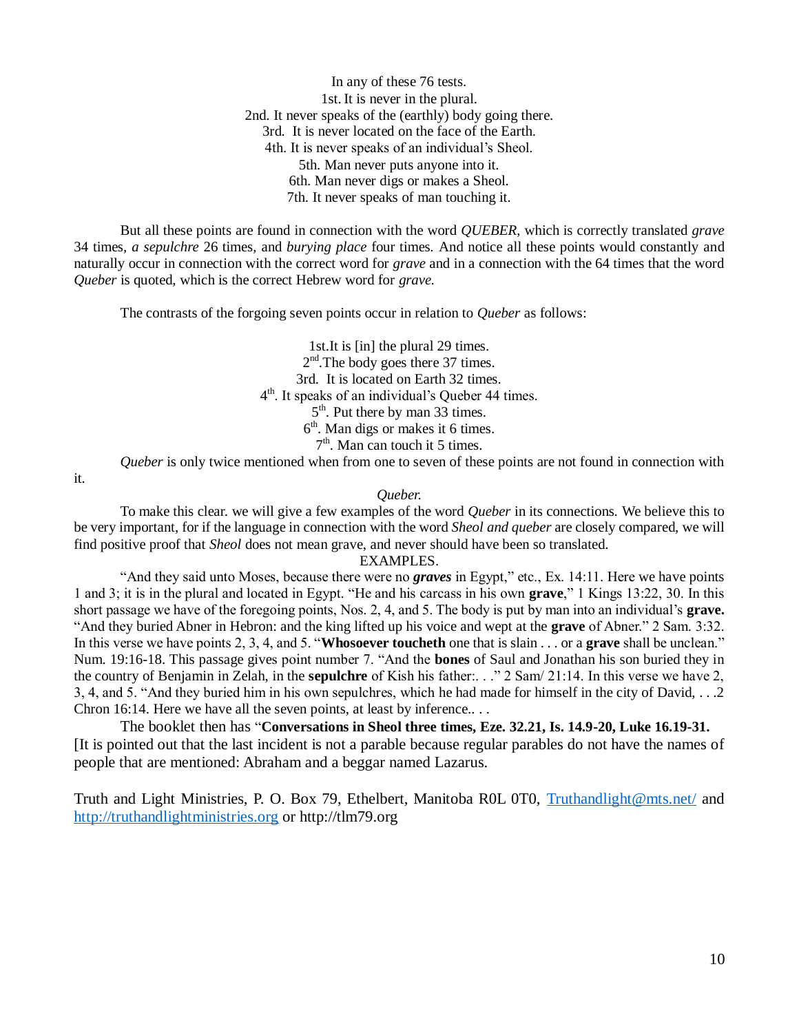In any of these 76 tests.
1st. It is never in the plural.
2nd. It never speaks of the (earthly) body going there.
3rd. It is never located on the face of the Earth.
4th. It is never speaks of an individual's Sheol.
5th. Man never puts anyone into it.
6th. Man never digs or makes a Sheol.
7th. It never speaks of man touching it.

But all these points are found in connection with the word *QUEBER*, which is correctly translated *grave* 34 times, *a sepulchre* 26 times, and *burying place* four times. And notice all these points would constantly and naturally occur in connection with the correct word for *grave* and in a connection with the 64 times that the word *Queber* is quoted, which is the correct Hebrew word for *grave.*

The contrasts of the forgoing seven points occur in relation to *Queber* as follows:

1st.It is [in] the plural 29 times.
2nd.The body goes there 37 times.
3rd. It is located on Earth 32 times.
4th. It speaks of an individual's Queber 44 times.
5th. Put there by man 33 times.
6th. Man digs or makes it 6 times.
7th. Man can touch it 5 times.

*Queber* is only twice mentioned when from one to seven of these points are not found in connection with it.

*Queber.*

To make this clear. we will give a few examples of the word *Queber* in its connections. We believe this to be very important, for if the language in connection with the word *Sheol and queber* are closely compared, we will find positive proof that *Sheol* does not mean grave, and never should have been so translated.

EXAMPLES.

"And they said unto Moses, because there were no ***graves*** in Egypt," etc., Ex. 14:11. Here we have points 1 and 3; it is in the plural and located in Egypt. "He and his carcass in his own **grave**," 1 Kings 13:22, 30. In this short passage we have of the foregoing points, Nos. 2, 4, and 5. The body is put by man into an individual's **grave.** "And they buried Abner in Hebron: and the king lifted up his voice and wept at the **grave** of Abner." 2 Sam. 3:32. In this verse we have points 2, 3, 4, and 5. "**Whosoever toucheth** one that is slain . . . or a **grave** shall be unclean." Num. 19:16-18. This passage gives point number 7. "And the **bones** of Saul and Jonathan his son buried they in the country of Benjamin in Zelah, in the **sepulchre** of Kish his father:. . ." 2 Sam/ 21:14. In this verse we have 2, 3, 4, and 5. "And they buried him in his own sepulchres, which he had made for himself in the city of David, . . .2 Chron 16:14. Here we have all the seven points, at least by inference.. . .

The booklet then has "**Conversations in Sheol three times, Eze. 32.21, Is. 14.9-20, Luke 16.19-31.** [It is pointed out that the last incident is not a parable because regular parables do not have the names of people that are mentioned: Abraham and a beggar named Lazarus.

Truth and Light Ministries, P. O. Box 79, Ethelbert, Manitoba R0L 0T0, Truthandlight@mts.net/ and http://truthandlightministries.org or http://tlm79.org